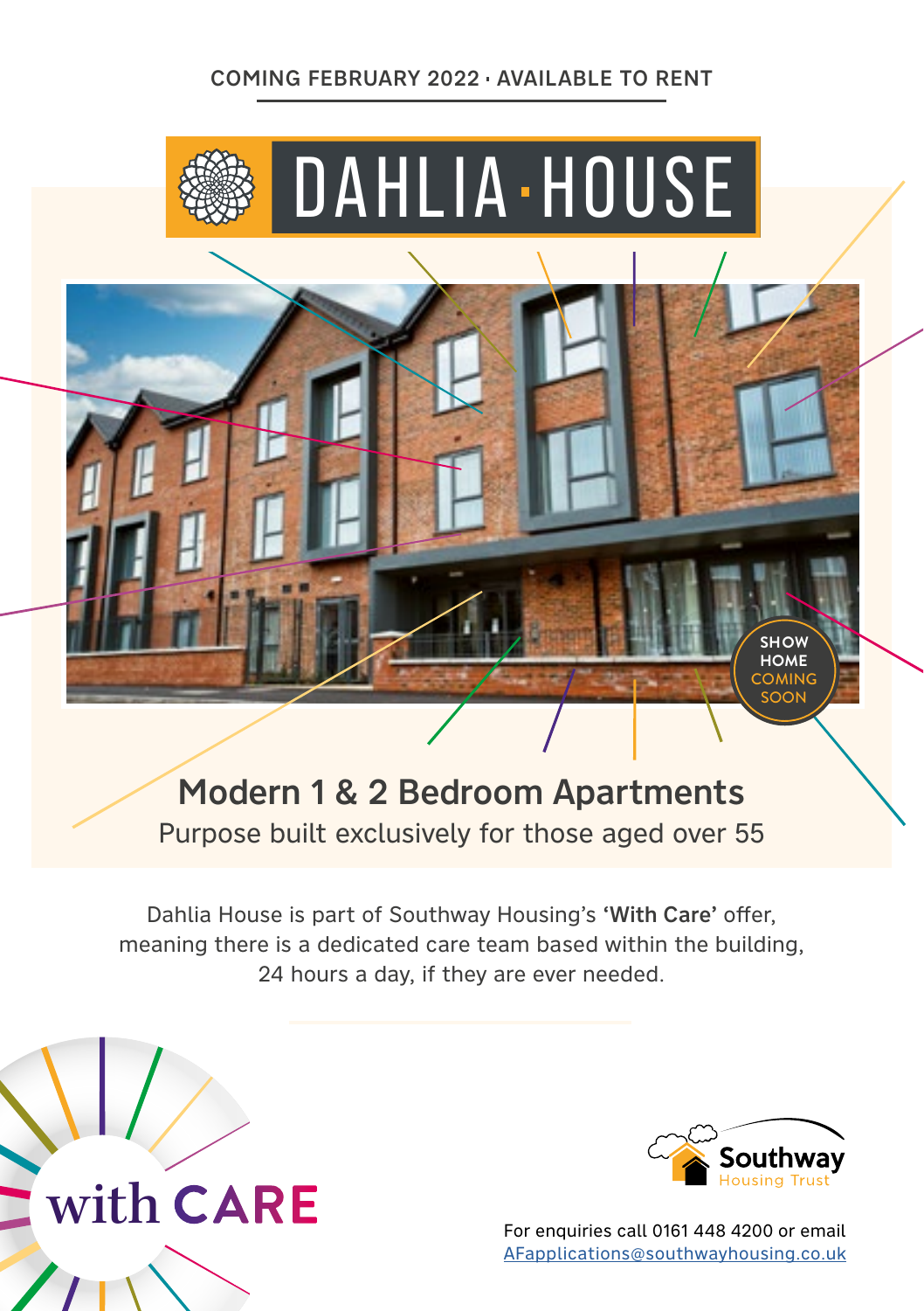COMING FEBRUARY 2022 · AVAILABLE TO RENT

# DAHLIA·HOUSE

SHOW HOME COMING SOON

## Modern 1 & 2 Bedroom Apartments

Purpose built exclusively for those aged over 55

Dahlia House is part of Southway Housing's **'With Care'** offer, meaning there is a dedicated care team based within the building, 24 hours a day, if they are ever needed.

with CARE

Southway Housing Trust

For enquiries call 0161 448 4200 or email AFapplications@southwayhousing.co.uk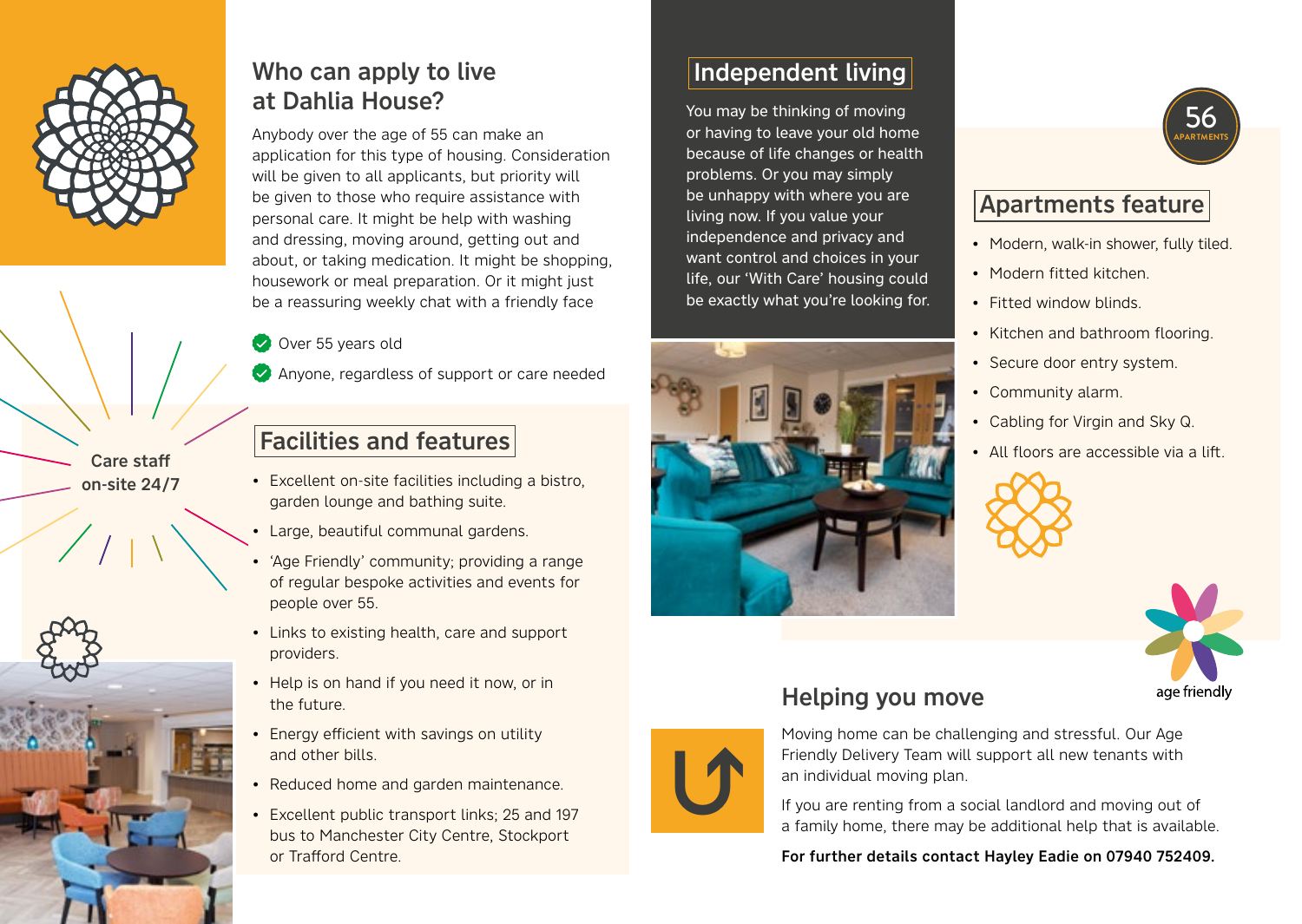Care staff on-site 24/7

## Who can apply to live at Dahlia House?

Anybody over the age of 55 can make an application for this type of housing. Consideration will be given to all applicants, but priority will be given to those who require assistance with personal care. It might be help with washing and dressing, moving around, getting out and about, or taking medication. It might be shopping, housework or meal preparation. Or it might just be a reassuring weekly chat with a friendly face

- Over 55 years old
- Anyone, regardless of support or care needed

## Facilities and features

- Excellent on-site facilities including a bistro, garden lounge and bathing suite.
- Large, beautiful communal gardens.
- 'Age Friendly' community; providing a range of regular bespoke activities and events for people over 55.
- Links to existing health, care and support providers.
- Help is on hand if you need it now, or in the future.
- Energy efficient with savings on utility and other bills.
- Reduced home and garden maintenance.
- Excellent public transport links; 25 and 197 bus to Manchester City Centre, Stockport or Trafford Centre.

## Independent living

You may be thinking of moving or having to leave your old home because of life changes or health problems. Or you may simply be unhappy with where you are living now. If you value your independence and privacy and want control and choices in your life, our 'With Care' housing could be exactly what you're looking for.

56 APARTMENTS

## Apartments feature

- Modern, walk-in shower, fully tiled.
- Modern fitted kitchen.
- Fitted window blinds.
- Kitchen and bathroom flooring.
- Secure door entry system.
- Community alarm.
- Cabling for Virgin and Sky Q.
- All floors are accessible via a lift.

age friendly

## Helping you move

Moving home can be challenging and stressful. Our Age Friendly Delivery Team will support all new tenants with an individual moving plan.

If you are renting from a social landlord and moving out of a family home, there may be additional help that is available.

**For further details contact Hayley Eadie on 07940 752409.**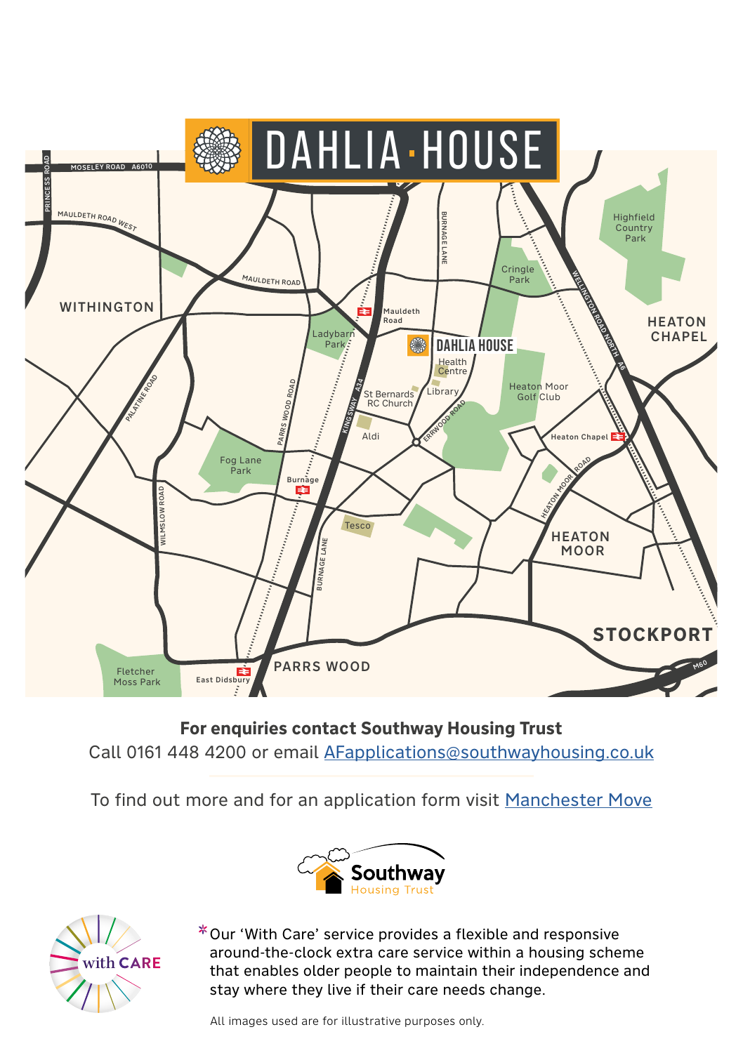# DAHLIA·HOUSE

MOSELEY ROAD A6010
PRINCESS ROAD
MAULDETH ROAD WEST
MAULDETH ROAD
WITHINGTON
BURNAGE LANE
Cringle Park
Highfield Country Park
WELLINGTON ROAD NORTH A6
HEATON CHAPEL
Mauldeth Road
Ladybarn Park
DAHLIA HOUSE
Health Centre
Library
KINGSWAY A34
St Bernards RC Church
Heaton Moor Golf Club
PALATINE ROAD
PARRS WOOD ROAD
Aldi
ERRWOOD ROAD
Heaton Chapel
Fog Lane Park
Burnage
HEATON MOOR ROAD
WILMSLOW ROAD
Tesco
HEATON MOOR
BURNAGE LANE
STOCKPORT
Fletcher Moss Park
East Didsbury
PARRS WOOD
M60

**For enquiries contact Southway Housing Trust**
Call 0161 448 4200 or email AFapplications@southwayhousing.co.uk

To find out more and for an application form visit Manchester Move

Southway Housing Trust

with CARE

*Our 'With Care' service provides a flexible and responsive around-the-clock extra care service within a housing scheme that enables older people to maintain their independence and stay where they live if their care needs change.

All images used are for illustrative purposes only.